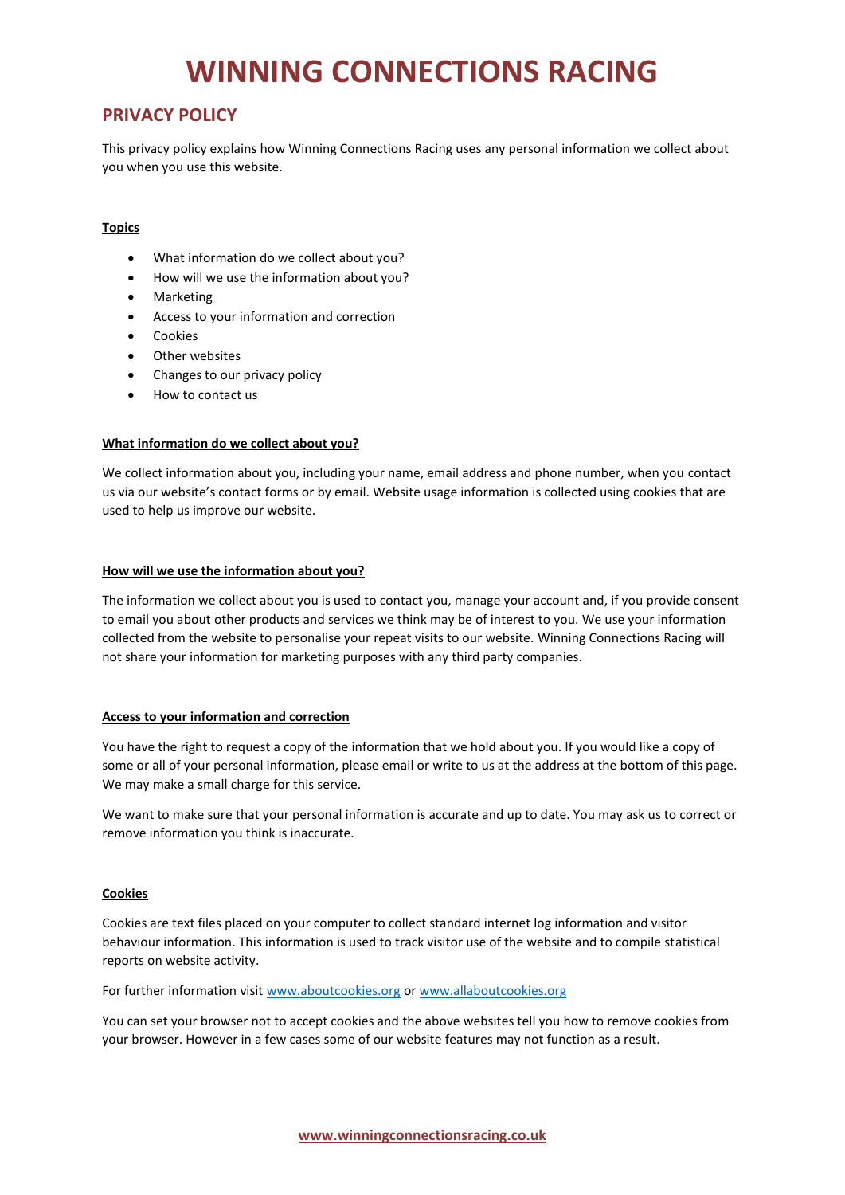# WINNING CONNECTIONS RACING

## PRIVACY POLICY

This privacy policy explains how Winning Connections Racing uses any personal information we collect about you when you use this website.

**Topics**

- What information do we collect about you?
- How will we use the information about you?
- Marketing
- Access to your information and correction
- Cookies
- Other websites
- Changes to our privacy policy
- How to contact us

**What information do we collect about you?**

We collect information about you, including your name, email address and phone number, when you contact us via our website's contact forms or by email. Website usage information is collected using cookies that are used to help us improve our website.

**How will we use the information about you?**

The information we collect about you is used to contact you, manage your account and, if you provide consent to email you about other products and services we think may be of interest to you. We use your information collected from the website to personalise your repeat visits to our website. Winning Connections Racing will not share your information for marketing purposes with any third party companies.

**Access to your information and correction**

You have the right to request a copy of the information that we hold about you. If you would like a copy of some or all of your personal information, please email or write to us at the address at the bottom of this page. We may make a small charge for this service.

We want to make sure that your personal information is accurate and up to date. You may ask us to correct or remove information you think is inaccurate.

**Cookies**

Cookies are text files placed on your computer to collect standard internet log information and visitor behaviour information. This information is used to track visitor use of the website and to compile statistical reports on website activity.

For further information visit www.aboutcookies.org or www.allaboutcookies.org

You can set your browser not to accept cookies and the above websites tell you how to remove cookies from your browser. However in a few cases some of our website features may not function as a result.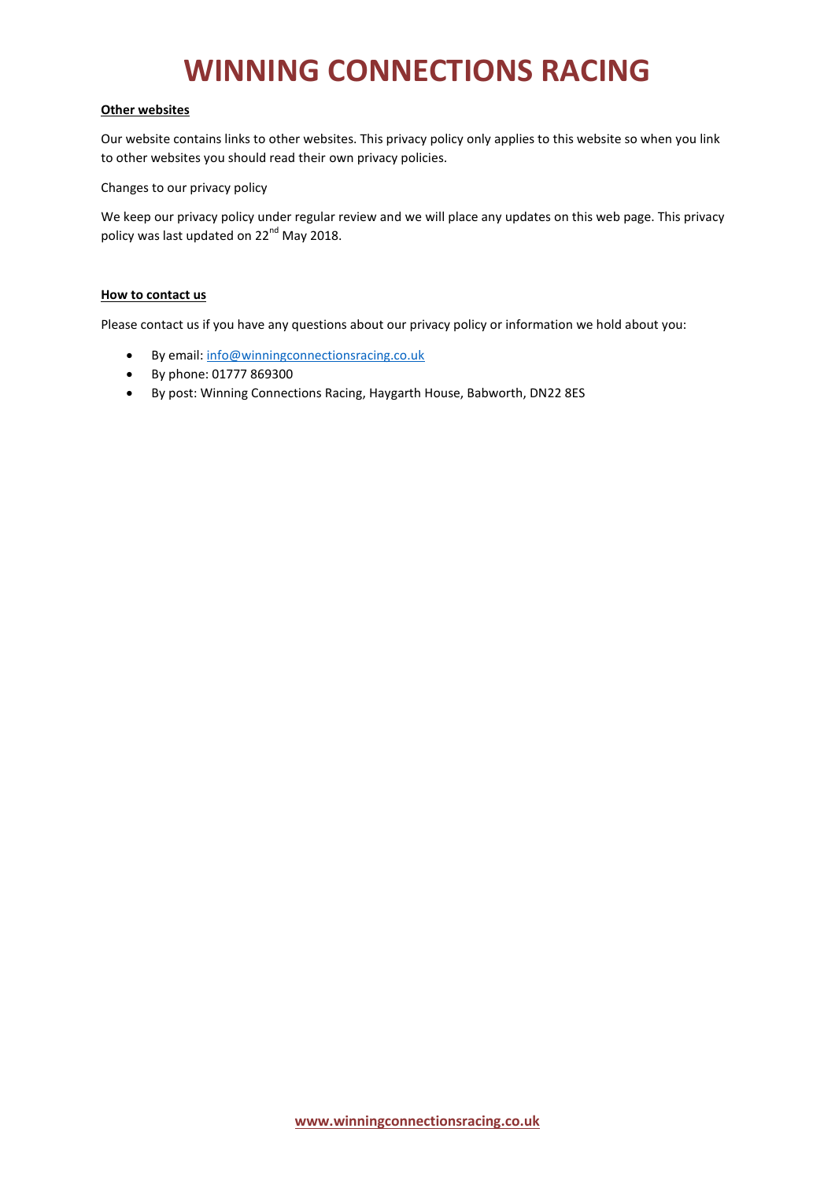# WINNING CONNECTIONS RACING

**Other websites**

Our website contains links to other websites. This privacy policy only applies to this website so when you link to other websites you should read their own privacy policies.

Changes to our privacy policy

We keep our privacy policy under regular review and we will place any updates on this web page. This privacy policy was last updated on 22nd May 2018.

**How to contact us**

Please contact us if you have any questions about our privacy policy or information we hold about you:

- By email: info@winningconnectionsracing.co.uk
- By phone: 01777 869300
- By post: Winning Connections Racing, Haygarth House, Babworth, DN22 8ES